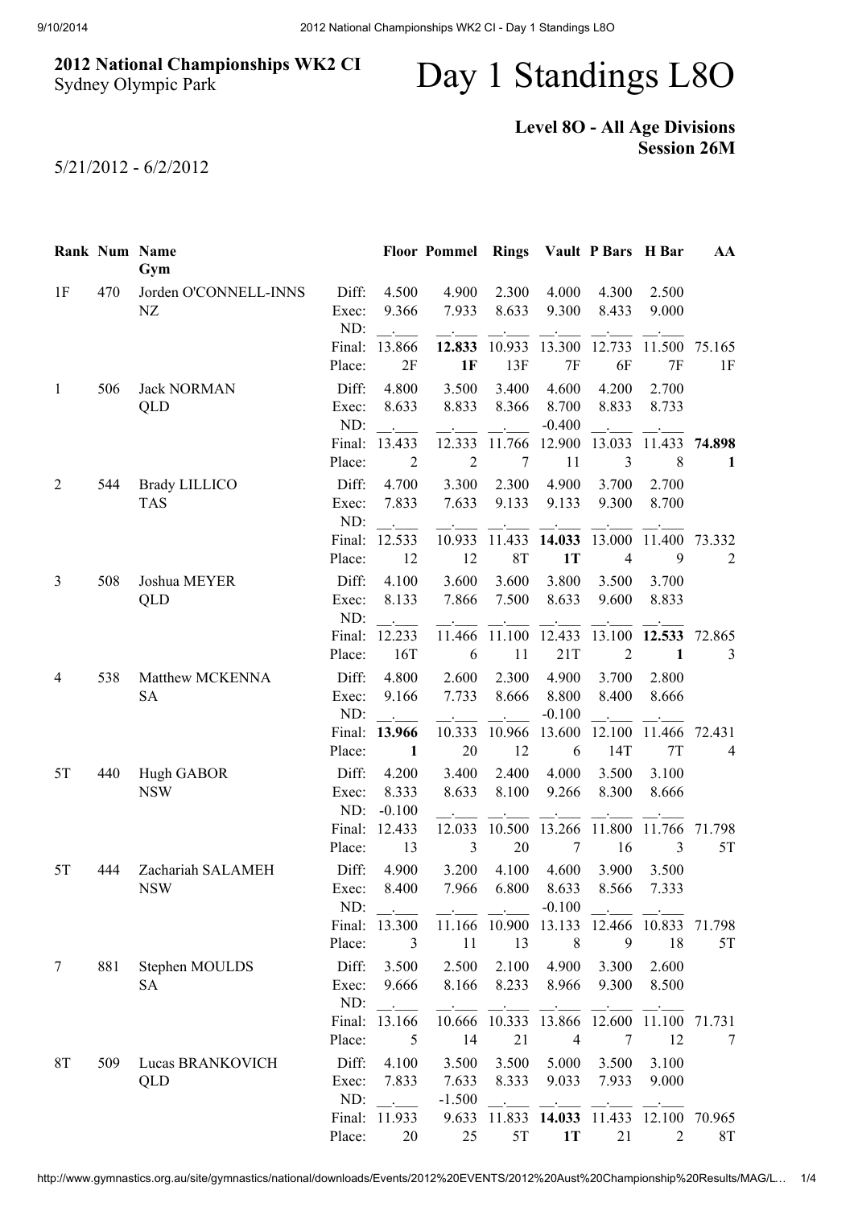# 2012 National Championships WK2 CI

Sydney Olympic Park

# Day 1 Standings L8O

**Level 8O - All Age Divisions**
**Session 26M**

5/21/2012 - 6/2/2012

| Rank | Num | Name / Gym | | Floor | Pommel | Rings | Vault | P Bars | H Bar | AA |
|---|---|---|---|---|---|---|---|---|---|---|
| 1F | 470 | Jorden O'CONNELL-INNS | Diff: | 4.500 | 4.900 | 2.300 | 4.000 | 4.300 | 2.500 | |
| | | NZ | Exec: | 9.366 | 7.933 | 8.633 | 9.300 | 8.433 | 9.000 | |
| | | | ND: | __.___ | __.___ | __.___ | __.___ | __.___ | __.___ | |
| | | | Final: | 13.866 | **12.833** | 10.933 | 13.300 | 12.733 | 11.500 | 75.165 |
| | | | Place: | 2F | **1F** | 13F | 7F | 6F | 7F | 1F |
| 1 | 506 | Jack NORMAN | Diff: | 4.800 | 3.500 | 3.400 | 4.600 | 4.200 | 2.700 | |
| | | QLD | Exec: | 8.633 | 8.833 | 8.366 | 8.700 | 8.833 | 8.733 | |
| | | | ND: | __.___ | __.___ | __.___ | -0.400 | __.___ | __.___ | |
| | | | Final: | 13.433 | 12.333 | 11.766 | 12.900 | 13.033 | 11.433 | **74.898** |
| | | | Place: | 2 | 2 | 7 | 11 | 3 | 8 | **1** |
| 2 | 544 | Brady LILLICO | Diff: | 4.700 | 3.300 | 2.300 | 4.900 | 3.700 | 2.700 | |
| | | TAS | Exec: | 7.833 | 7.633 | 9.133 | 9.133 | 9.300 | 8.700 | |
| | | | ND: | __.___ | __.___ | __.___ | __.___ | __.___ | __.___ | |
| | | | Final: | 12.533 | 10.933 | 11.433 | **14.033** | 13.000 | 11.400 | 73.332 |
| | | | Place: | 12 | 12 | 8T | **1T** | 4 | 9 | 2 |
| 3 | 508 | Joshua MEYER | Diff: | 4.100 | 3.600 | 3.600 | 3.800 | 3.500 | 3.700 | |
| | | QLD | Exec: | 8.133 | 7.866 | 7.500 | 8.633 | 9.600 | 8.833 | |
| | | | ND: | __.___ | __.___ | __.___ | __.___ | __.___ | __.___ | |
| | | | Final: | 12.233 | 11.466 | 11.100 | 12.433 | 13.100 | **12.533** | 72.865 |
| | | | Place: | 16T | 6 | 11 | 21T | 2 | **1** | 3 |
| 4 | 538 | Matthew MCKENNA | Diff: | 4.800 | 2.600 | 2.300 | 4.900 | 3.700 | 2.800 | |
| | | SA | Exec: | 9.166 | 7.733 | 8.666 | 8.800 | 8.400 | 8.666 | |
| | | | ND: | __.___ | __.___ | __.___ | -0.100 | __.___ | __.___ | |
| | | | Final: | **13.966** | 10.333 | 10.966 | 13.600 | 12.100 | 11.466 | 72.431 |
| | | | Place: | **1** | 20 | 12 | 6 | 14T | 7T | 4 |
| 5T | 440 | Hugh GABOR | Diff: | 4.200 | 3.400 | 2.400 | 4.000 | 3.500 | 3.100 | |
| | | NSW | Exec: | 8.333 | 8.633 | 8.100 | 9.266 | 8.300 | 8.666 | |
| | | | ND: | -0.100 | __.___ | __.___ | __.___ | __.___ | __.___ | |
| | | | Final: | 12.433 | 12.033 | 10.500 | 13.266 | 11.800 | 11.766 | 71.798 |
| | | | Place: | 13 | 3 | 20 | 7 | 16 | 3 | 5T |
| 5T | 444 | Zachariah SALAMEH | Diff: | 4.900 | 3.200 | 4.100 | 4.600 | 3.900 | 3.500 | |
| | | NSW | Exec: | 8.400 | 7.966 | 6.800 | 8.633 | 8.566 | 7.333 | |
| | | | ND: | __.___ | __.___ | __.___ | -0.100 | __.___ | __.___ | |
| | | | Final: | 13.300 | 11.166 | 10.900 | 13.133 | 12.466 | 10.833 | 71.798 |
| | | | Place: | 3 | 11 | 13 | 8 | 9 | 18 | 5T |
| 7 | 881 | Stephen MOULDS | Diff: | 3.500 | 2.500 | 2.100 | 4.900 | 3.300 | 2.600 | |
| | | SA | Exec: | 9.666 | 8.166 | 8.233 | 8.966 | 9.300 | 8.500 | |
| | | | ND: | __.___ | __.___ | __.___ | __.___ | __.___ | __.___ | |
| | | | Final: | 13.166 | 10.666 | 10.333 | 13.866 | 12.600 | 11.100 | 71.731 |
| | | | Place: | 5 | 14 | 21 | 4 | 7 | 12 | 7 |
| 8T | 509 | Lucas BRANKOVICH | Diff: | 4.100 | 3.500 | 3.500 | 5.000 | 3.500 | 3.100 | |
| | | QLD | Exec: | 7.833 | 7.633 | 8.333 | 9.033 | 7.933 | 9.000 | |
| | | | ND: | __.___ | -1.500 | __.___ | __.___ | __.___ | __.___ | |
| | | | Final: | 11.933 | 9.633 | 11.833 | **14.033** | 11.433 | 12.100 | 70.965 |
| | | | Place: | 20 | 25 | 5T | **1T** | 21 | 2 | 8T |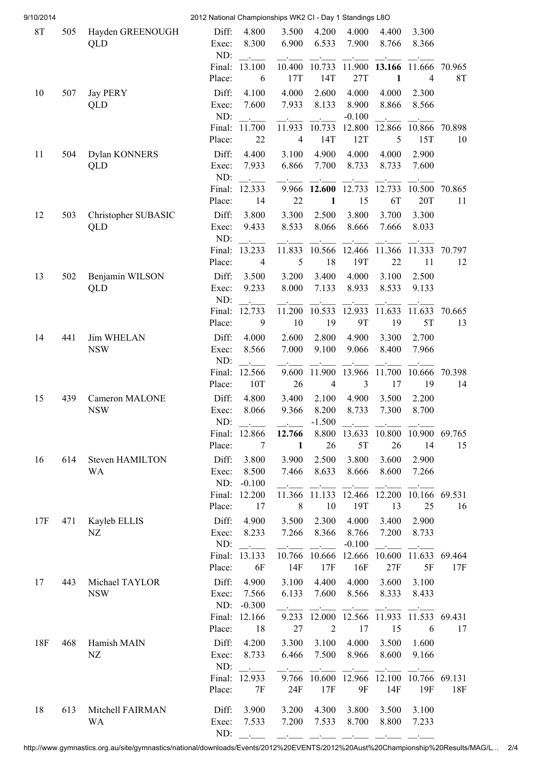2012 National Championships WK2 CI - Day 1 Standings L8O

| Rank | No. | Name | | | | | | | | | Total |
|---|---|---|---|---|---|---|---|---|---|---|---|
| 8T | 505 | Hayden GREENOUGH<br>QLD | Diff: | 4.800 | 3.500 | 4.200 | 4.000 | 4.400 | 3.300 | |
| | | | Exec: | 8.300 | 6.900 | 6.533 | 7.900 | 8.766 | 8.366 | |
| | | | ND: | __.___ | __.___ | __.___ | __.___ | __.___ | __.___ | |
| | | | Final: | 13.100 | 10.400 | 10.733 | 11.900 | **13.166** | 11.666 | 70.965 |
| | | | Place: | 6 | 17T | 14T | 27T | **1** | 4 | 8T |
| 10 | 507 | Jay PERY<br>QLD | Diff: | 4.100 | 4.000 | 2.600 | 4.000 | 4.000 | 2.300 | |
| | | | Exec: | 7.600 | 7.933 | 8.133 | 8.900 | 8.866 | 8.566 | |
| | | | ND: | __.___ | __.___ | __.___ | -0.100 | __.___ | __.___ | |
| | | | Final: | 11.700 | 11.933 | 10.733 | 12.800 | 12.866 | 10.866 | 70.898 |
| | | | Place: | 22 | 4 | 14T | 12T | 5 | 15T | 10 |
| 11 | 504 | Dylan KONNERS<br>QLD | Diff: | 4.400 | 3.100 | 4.900 | 4.000 | 4.000 | 2.900 | |
| | | | Exec: | 7.933 | 6.866 | 7.700 | 8.733 | 8.733 | 7.600 | |
| | | | ND: | __.___ | __.___ | __.___ | __.___ | __.___ | __.___ | |
| | | | Final: | 12.333 | 9.966 | **12.600** | 12.733 | 12.733 | 10.500 | 70.865 |
| | | | Place: | 14 | 22 | **1** | 15 | 6T | 20T | 11 |
| 12 | 503 | Christopher SUBASIC<br>QLD | Diff: | 3.800 | 3.300 | 2.500 | 3.800 | 3.700 | 3.300 | |
| | | | Exec: | 9.433 | 8.533 | 8.066 | 8.666 | 7.666 | 8.033 | |
| | | | ND: | __.___ | __.___ | __.___ | __.___ | __.___ | __.___ | |
| | | | Final: | 13.233 | 11.833 | 10.566 | 12.466 | 11.366 | 11.333 | 70.797 |
| | | | Place: | 4 | 5 | 18 | 19T | 22 | 11 | 12 |
| 13 | 502 | Benjamin WILSON<br>QLD | Diff: | 3.500 | 3.200 | 3.400 | 4.000 | 3.100 | 2.500 | |
| | | | Exec: | 9.233 | 8.000 | 7.133 | 8.933 | 8.533 | 9.133 | |
| | | | ND: | __.___ | __.___ | __.___ | __.___ | __.___ | __.___ | |
| | | | Final: | 12.733 | 11.200 | 10.533 | 12.933 | 11.633 | 11.633 | 70.665 |
| | | | Place: | 9 | 10 | 19 | 9T | 19 | 5T | 13 |
| 14 | 441 | Jim WHELAN<br>NSW | Diff: | 4.000 | 2.600 | 2.800 | 4.900 | 3.300 | 2.700 | |
| | | | Exec: | 8.566 | 7.000 | 9.100 | 9.066 | 8.400 | 7.966 | |
| | | | ND: | __.___ | __.___ | __.___ | __.___ | __.___ | __.___ | |
| | | | Final: | 12.566 | 9.600 | 11.900 | 13.966 | 11.700 | 10.666 | 70.398 |
| | | | Place: | 10T | 26 | 4 | 3 | 17 | 19 | 14 |
| 15 | 439 | Cameron MALONE<br>NSW | Diff: | 4.800 | 3.400 | 2.100 | 4.900 | 3.500 | 2.200 | |
| | | | Exec: | 8.066 | 9.366 | 8.200 | 8.733 | 7.300 | 8.700 | |
| | | | ND: | __.___ | __.___ | -1.500 | __.___ | __.___ | __.___ | |
| | | | Final: | 12.866 | **12.766** | 8.800 | 13.633 | 10.800 | 10.900 | 69.765 |
| | | | Place: | 7 | **1** | 26 | 5T | 26 | 14 | 15 |
| 16 | 614 | Steven HAMILTON<br>WA | Diff: | 3.800 | 3.900 | 2.500 | 3.800 | 3.600 | 2.900 | |
| | | | Exec: | 8.500 | 7.466 | 8.633 | 8.666 | 8.600 | 7.266 | |
| | | | ND: | -0.100 | __.___ | __.___ | __.___ | __.___ | __.___ | |
| | | | Final: | 12.200 | 11.366 | 11.133 | 12.466 | 12.200 | 10.166 | 69.531 |
| | | | Place: | 17 | 8 | 10 | 19T | 13 | 25 | 16 |
| 17F | 471 | Kayleb ELLIS<br>NZ | Diff: | 4.900 | 3.500 | 2.300 | 4.000 | 3.400 | 2.900 | |
| | | | Exec: | 8.233 | 7.266 | 8.366 | 8.766 | 7.200 | 8.733 | |
| | | | ND: | __.___ | __.___ | __.___ | -0.100 | __.___ | __.___ | |
| | | | Final: | 13.133 | 10.766 | 10.666 | 12.666 | 10.600 | 11.633 | 69.464 |
| | | | Place: | 6F | 14F | 17F | 16F | 27F | 5F | 17F |
| 17 | 443 | Michael TAYLOR<br>NSW | Diff: | 4.900 | 3.100 | 4.400 | 4.000 | 3.600 | 3.100 | |
| | | | Exec: | 7.566 | 6.133 | 7.600 | 8.566 | 8.333 | 8.433 | |
| | | | ND: | -0.300 | __.___ | __.___ | __.___ | __.___ | __.___ | |
| | | | Final: | 12.166 | 9.233 | 12.000 | 12.566 | 11.933 | 11.533 | 69.431 |
| | | | Place: | 18 | 27 | 2 | 17 | 15 | 6 | 17 |
| 18F | 468 | Hamish MAIN<br>NZ | Diff: | 4.200 | 3.300 | 3.100 | 4.000 | 3.500 | 1.600 | |
| | | | Exec: | 8.733 | 6.466 | 7.500 | 8.966 | 8.600 | 9.166 | |
| | | | ND: | __.___ | __.___ | __.___ | __.___ | __.___ | __.___ | |
| | | | Final: | 12.933 | 9.766 | 10.600 | 12.966 | 12.100 | 10.766 | 69.131 |
| | | | Place: | 7F | 24F | 17F | 9F | 14F | 19F | 18F |
| 18 | 613 | Mitchell FAIRMAN<br>WA | Diff: | 3.900 | 3.200 | 4.300 | 3.800 | 3.500 | 3.100 | |
| | | | Exec: | 7.533 | 7.200 | 7.533 | 8.700 | 8.800 | 7.233 | |
| | | | ND: | __.___ | __.___ | __.___ | __.___ | __.___ | __.___ | |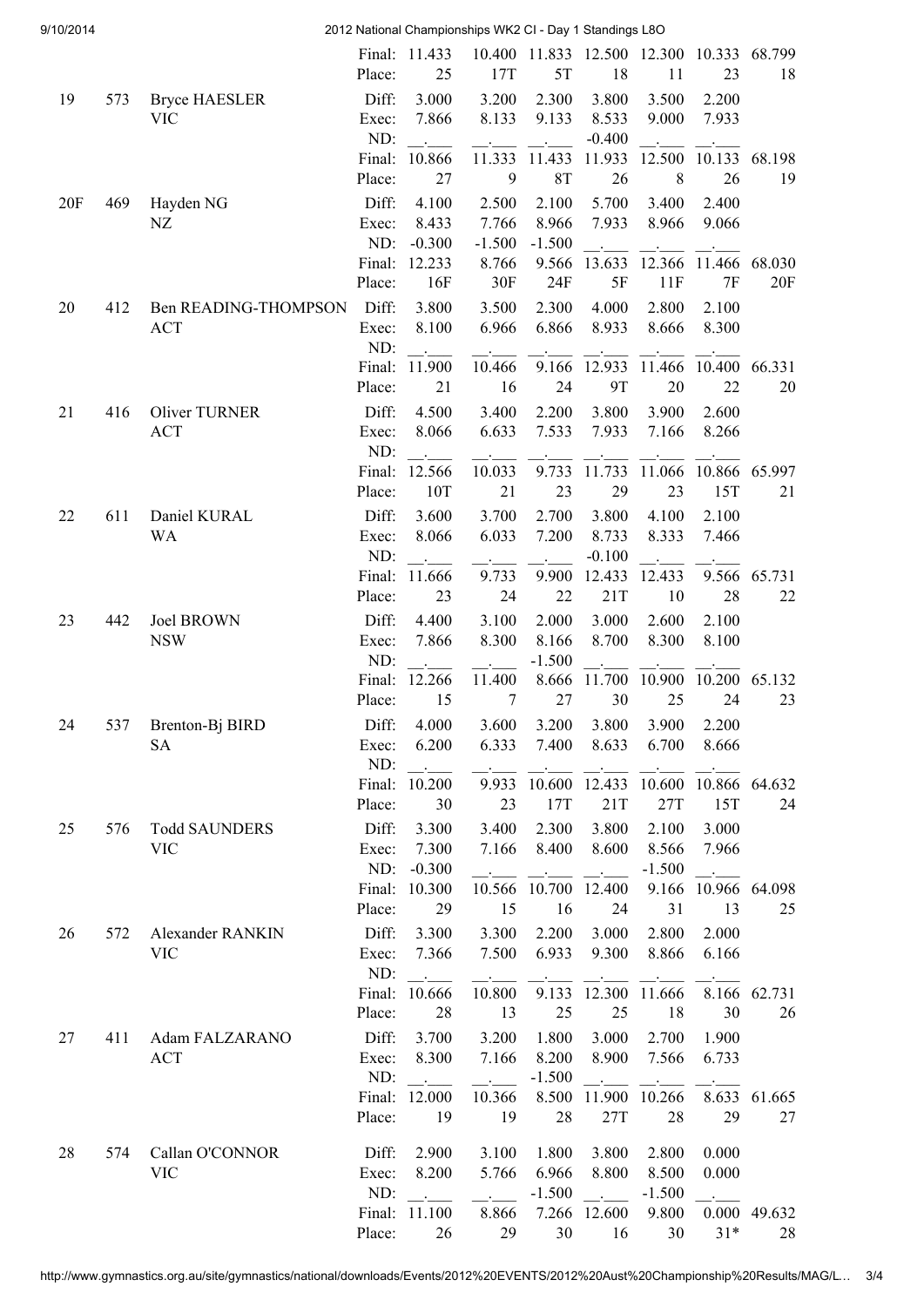| Rank | No. | Name | | FX | PH | SR | VT | PB | HB | AA |
|---|---|---|---|---|---|---|---|---|---|---|
| | | | Final: | 11.433 | 10.400 | 11.833 | 12.500 | 12.300 | 10.333 | 68.799 |
| | | | Place: | 25 | 17T | 5T | 18 | 11 | 23 | 18 |
| 19 | 573 | Bryce HAESLER VIC | Diff: | 3.000 | 3.200 | 2.300 | 3.800 | 3.500 | 2.200 | |
| | | | Exec: | 7.866 | 8.133 | 9.133 | 8.533 | 9.000 | 7.933 | |
| | | | ND: | __.___ | __.___ | __.___ | -0.400 | __.___ | __.___ | |
| | | | Final: | 10.866 | 11.333 | 11.433 | 11.933 | 12.500 | 10.133 | 68.198 |
| | | | Place: | 27 | 9 | 8T | 26 | 8 | 26 | 19 |
| 20F | 469 | Hayden NG NZ | Diff: | 4.100 | 2.500 | 2.100 | 5.700 | 3.400 | 2.400 | |
| | | | Exec: | 8.433 | 7.766 | 8.966 | 7.933 | 8.966 | 9.066 | |
| | | | ND: | -0.300 | -1.500 | -1.500 | __.___ | __.___ | __.___ | |
| | | | Final: | 12.233 | 8.766 | 9.566 | 13.633 | 12.366 | 11.466 | 68.030 |
| | | | Place: | 16F | 30F | 24F | 5F | 11F | 7F | 20F |
| 20 | 412 | Ben READING-THOMPSON ACT | Diff: | 3.800 | 3.500 | 2.300 | 4.000 | 2.800 | 2.100 | |
| | | | Exec: | 8.100 | 6.966 | 6.866 | 8.933 | 8.666 | 8.300 | |
| | | | ND: | __.___ | __.___ | __.___ | __.___ | __.___ | __.___ | |
| | | | Final: | 11.900 | 10.466 | 9.166 | 12.933 | 11.466 | 10.400 | 66.331 |
| | | | Place: | 21 | 16 | 24 | 9T | 20 | 22 | 20 |
| 21 | 416 | Oliver TURNER ACT | Diff: | 4.500 | 3.400 | 2.200 | 3.800 | 3.900 | 2.600 | |
| | | | Exec: | 8.066 | 6.633 | 7.533 | 7.933 | 7.166 | 8.266 | |
| | | | ND: | __.___ | __.___ | __.___ | __.___ | __.___ | __.___ | |
| | | | Final: | 12.566 | 10.033 | 9.733 | 11.733 | 11.066 | 10.866 | 65.997 |
| | | | Place: | 10T | 21 | 23 | 29 | 23 | 15T | 21 |
| 22 | 611 | Daniel KURAL WA | Diff: | 3.600 | 3.700 | 2.700 | 3.800 | 4.100 | 2.100 | |
| | | | Exec: | 8.066 | 6.033 | 7.200 | 8.733 | 8.333 | 7.466 | |
| | | | ND: | __.___ | __.___ | __.___ | -0.100 | __.___ | __.___ | |
| | | | Final: | 11.666 | 9.733 | 9.900 | 12.433 | 12.433 | 9.566 | 65.731 |
| | | | Place: | 23 | 24 | 22 | 21T | 10 | 28 | 22 |
| 23 | 442 | Joel BROWN NSW | Diff: | 4.400 | 3.100 | 2.000 | 3.000 | 2.600 | 2.100 | |
| | | | Exec: | 7.866 | 8.300 | 8.166 | 8.700 | 8.300 | 8.100 | |
| | | | ND: | __.___ | __.___ | -1.500 | __.___ | __.___ | __.___ | |
| | | | Final: | 12.266 | 11.400 | 8.666 | 11.700 | 10.900 | 10.200 | 65.132 |
| | | | Place: | 15 | 7 | 27 | 30 | 25 | 24 | 23 |
| 24 | 537 | Brenton-Bj BIRD SA | Diff: | 4.000 | 3.600 | 3.200 | 3.800 | 3.900 | 2.200 | |
| | | | Exec: | 6.200 | 6.333 | 7.400 | 8.633 | 6.700 | 8.666 | |
| | | | ND: | __.___ | __.___ | __.___ | __.___ | __.___ | __.___ | |
| | | | Final: | 10.200 | 9.933 | 10.600 | 12.433 | 10.600 | 10.866 | 64.632 |
| | | | Place: | 30 | 23 | 17T | 21T | 27T | 15T | 24 |
| 25 | 576 | Todd SAUNDERS VIC | Diff: | 3.300 | 3.400 | 2.300 | 3.800 | 2.100 | 3.000 | |
| | | | Exec: | 7.300 | 7.166 | 8.400 | 8.600 | 8.566 | 7.966 | |
| | | | ND: | -0.300 | __.___ | __.___ | __.___ | -1.500 | __.___ | |
| | | | Final: | 10.300 | 10.566 | 10.700 | 12.400 | 9.166 | 10.966 | 64.098 |
| | | | Place: | 29 | 15 | 16 | 24 | 31 | 13 | 25 |
| 26 | 572 | Alexander RANKIN VIC | Diff: | 3.300 | 3.300 | 2.200 | 3.000 | 2.800 | 2.000 | |
| | | | Exec: | 7.366 | 7.500 | 6.933 | 9.300 | 8.866 | 6.166 | |
| | | | ND: | __.___ | __.___ | __.___ | __.___ | __.___ | __.___ | |
| | | | Final: | 10.666 | 10.800 | 9.133 | 12.300 | 11.666 | 8.166 | 62.731 |
| | | | Place: | 28 | 13 | 25 | 25 | 18 | 30 | 26 |
| 27 | 411 | Adam FALZARANO ACT | Diff: | 3.700 | 3.200 | 1.800 | 3.000 | 2.700 | 1.900 | |
| | | | Exec: | 8.300 | 7.166 | 8.200 | 8.900 | 7.566 | 6.733 | |
| | | | ND: | __.___ | __.___ | -1.500 | __.___ | __.___ | __.___ | |
| | | | Final: | 12.000 | 10.366 | 8.500 | 11.900 | 10.266 | 8.633 | 61.665 |
| | | | Place: | 19 | 19 | 28 | 27T | 28 | 29 | 27 |
| 28 | 574 | Callan O'CONNOR VIC | Diff: | 2.900 | 3.100 | 1.800 | 3.800 | 2.800 | 0.000 | |
| | | | Exec: | 8.200 | 5.766 | 6.966 | 8.800 | 8.500 | 0.000 | |
| | | | ND: | __.___ | __.___ | -1.500 | __.___ | -1.500 | __.___ | |
| | | | Final: | 11.100 | 8.866 | 7.266 | 12.600 | 9.800 | 0.000 | 49.632 |
| | | | Place: | 26 | 29 | 30 | 16 | 30 | 31* | 28 |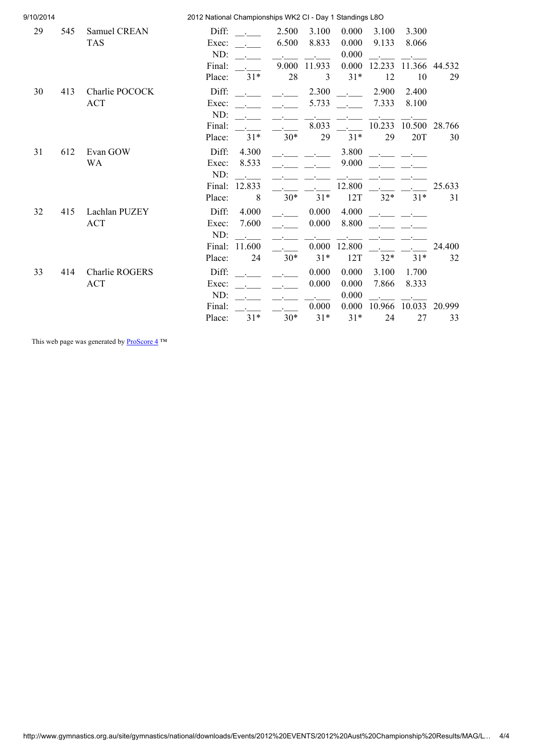| | | | | | | | | | | | |
|---|---|---|---|---|---|---|---|---|---|---|---|
| 29 | 545 | Samuel CREAN | Diff: | __.___ | 2.500 | 3.100 | 0.000 | 3.100 | 3.300 | | |
| | | TAS | Exec: | __.___ | 6.500 | 8.833 | 0.000 | 9.133 | 8.066 | | |
| | | | ND: | __.___ | __.___ | __.___ | 0.000 | __.___ | __.___ | | |
| | | | Final: | __.___ | 9.000 | 11.933 | 0.000 | 12.233 | 11.366 | 44.532 | |
| | | | Place: | 31* | 28 | 3 | 31* | 12 | 10 | 29 | |
| 30 | 413 | Charlie POCOCK | Diff: | __.___ | __.___ | 2.300 | __.___ | 2.900 | 2.400 | | |
| | | ACT | Exec: | __.___ | __.___ | 5.733 | __.___ | 7.333 | 8.100 | | |
| | | | ND: | __.___ | __.___ | __.___ | __.___ | __.___ | __.___ | | |
| | | | Final: | __.___ | __.___ | 8.033 | __.___ | 10.233 | 10.500 | 28.766 | |
| | | | Place: | 31* | 30* | 29 | 31* | 29 | 20T | 30 | |
| 31 | 612 | Evan GOW | Diff: | 4.300 | __.___ | __.___ | 3.800 | __.___ | __.___ | | |
| | | WA | Exec: | 8.533 | __.___ | __.___ | 9.000 | __.___ | __.___ | | |
| | | | ND: | __.___ | __.___ | __.___ | __.___ | __.___ | __.___ | | |
| | | | Final: | 12.833 | __.___ | __.___ | 12.800 | __.___ | __.___ | 25.633 | |
| | | | Place: | 8 | 30* | 31* | 12T | 32* | 31* | 31 | |
| 32 | 415 | Lachlan PUZEY | Diff: | 4.000 | __.___ | 0.000 | 4.000 | __.___ | __.___ | | |
| | | ACT | Exec: | 7.600 | __.___ | 0.000 | 8.800 | __.___ | __.___ | | |
| | | | ND: | __.___ | __.___ | __.___ | __.___ | __.___ | __.___ | | |
| | | | Final: | 11.600 | __.___ | 0.000 | 12.800 | __.___ | __.___ | 24.400 | |
| | | | Place: | 24 | 30* | 31* | 12T | 32* | 31* | 32 | |
| 33 | 414 | Charlie ROGERS | Diff: | __.___ | __.___ | 0.000 | 0.000 | 3.100 | 1.700 | | |
| | | ACT | Exec: | __.___ | __.___ | 0.000 | 0.000 | 7.866 | 8.333 | | |
| | | | ND: | __.___ | __.___ | __.___ | 0.000 | __.___ | __.___ | | |
| | | | Final: | __.___ | __.___ | 0.000 | 0.000 | 10.966 | 10.033 | 20.999 | |
| | | | Place: | 31* | 30* | 31* | 31* | 24 | 27 | 33 | |

This web page was generated by ProScore 4 ™